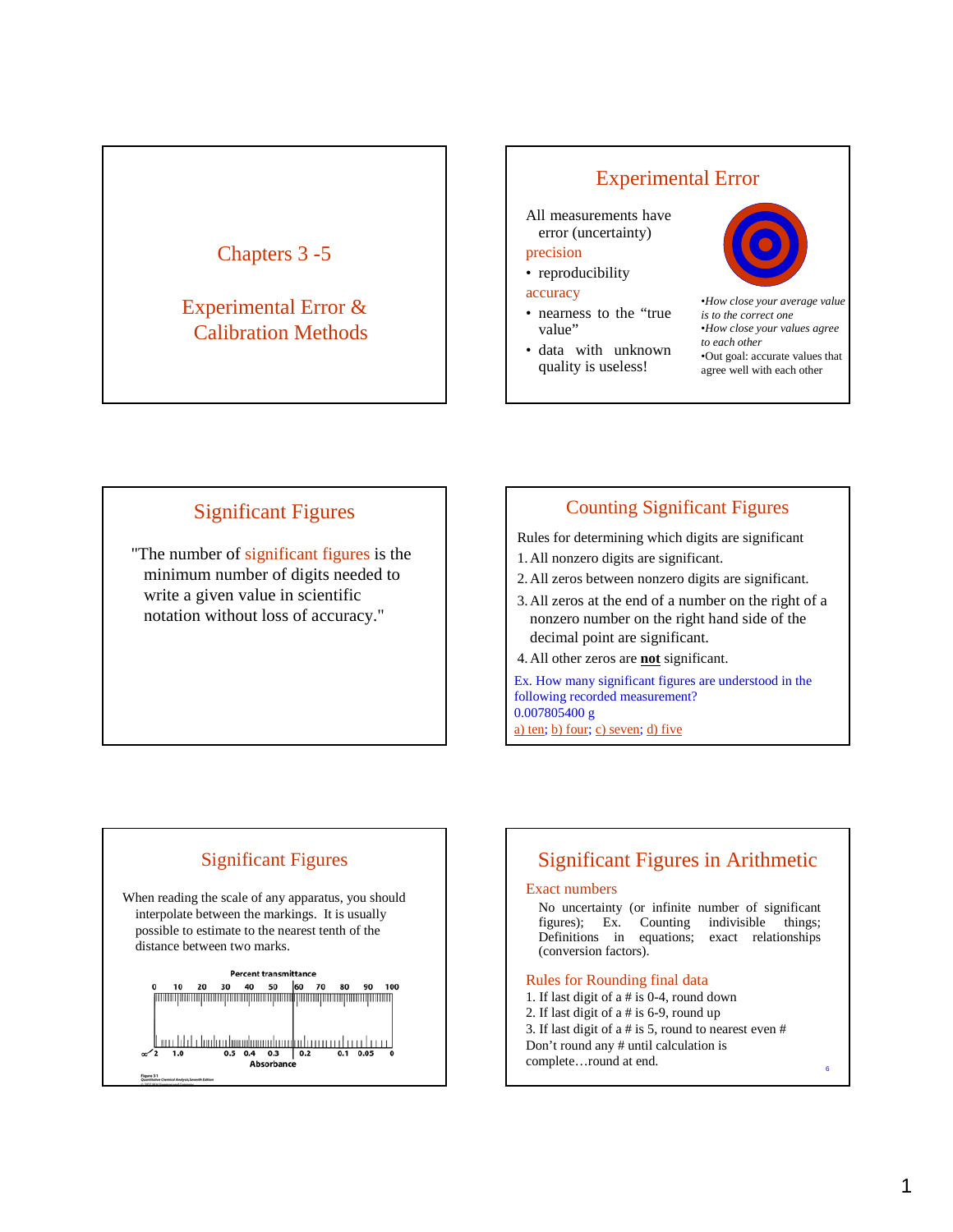# Chapters 3 -5

## Experimental Error & Calibration Methods

## Experimental Error

All measurements have error (uncertainty)

precision

- reproducibility

accuracy

- nearness to the "true value"
- data with unknown quality is useless!

*•How close your average value is to the correct one*

*•How close your values agree to each other*

•Out goal: accurate values that agree well with each other

## Significant Figures

"The number of significant figures is the minimum number of digits needed to write a given value in scientific notation without loss of accuracy."

## Counting Significant Figures

Rules for determining which digits are significant

1. All nonzero digits are significant.
2. All zeros between nonzero digits are significant.
3. All zeros at the end of a number on the right of a nonzero number on the right hand side of the decimal point are significant.
4. All other zeros are **not** significant.

Ex. How many significant figures are understood in the following recorded measurement?
0.007805400 g
a) ten; b) four; c) seven; d) five

## Significant Figures

When reading the scale of any apparatus, you should interpolate between the markings. It is usually possible to estimate to the nearest tenth of the distance between two marks.

Percent transmittance

0 10 20 30 40 50 60 70 80 90 100

∞ 2 1.0 0.5 0.4 0.3 0.2 0.1 0.05 0

Absorbance

Figure 3-1
Quantitative Chemical Analysis, Seventh Edition

## Significant Figures in Arithmetic

### Exact numbers

No uncertainty (or infinite number of significant figures); Ex. Counting indivisible things; Definitions in equations; exact relationships (conversion factors).

### Rules for Rounding final data

1. If last digit of a # is 0-4, round down
2. If last digit of a # is 6-9, round up
3. If last digit of a # is 5, round to nearest even #

Don't round any # until calculation is complete…round at end.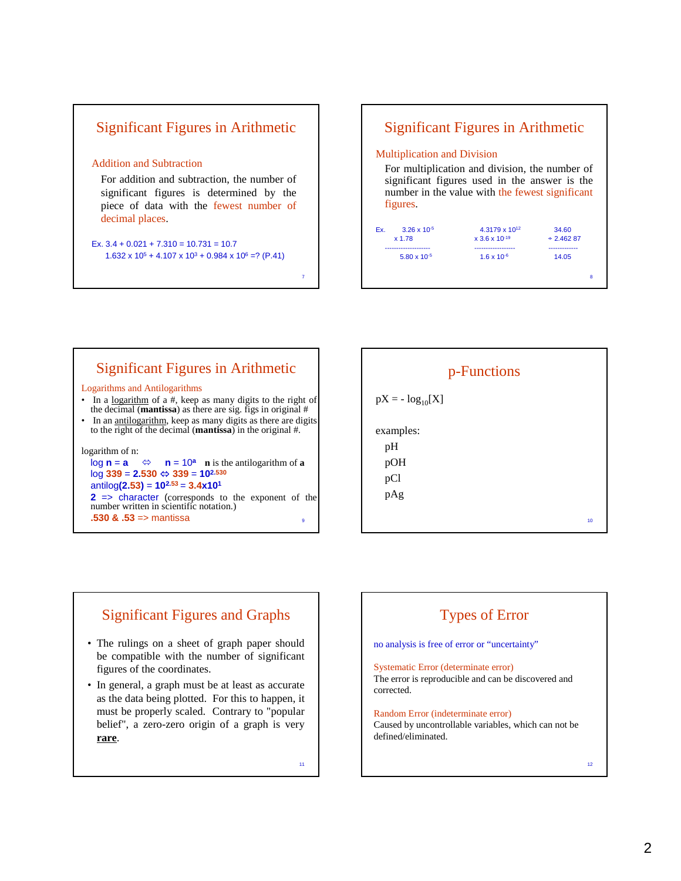## Significant Figures in Arithmetic

### Addition and Subtraction

For addition and subtraction, the number of significant figures is determined by the piece of data with the fewest number of decimal places.

Ex. 3.4 + 0.021 + 7.310 = 10.731 = 10.7

$1.632 \times 10^5 + 4.107 \times 10^3 + 0.984 \times 10^6$ =? (P.41)

## Significant Figures in Arithmetic

### Multiplication and Division

For multiplication and division, the number of significant figures used in the answer is the number in the value with the fewest significant figures.

Ex.

$$\begin{array}{r} 3.26 \times 10^{-5} \\ \times\ 1.78 \\ \hline 5.80 \times 10^{-5} \end{array} \qquad \begin{array}{r} 4.3179 \times 10^{12} \\ \times\ 3.6 \times 10^{-19} \\ \hline 1.6 \times 10^{-6} \end{array} \qquad \begin{array}{r} 34.60 \\ \div\ 2.462\ 87 \\ \hline 14.05 \end{array}$$

## Significant Figures in Arithmetic

### Logarithms and Antilogarithms

- In a logarithm of a #, keep as many digits to the right of the decimal (**mantissa**) as there are sig. figs in original #
- In an antilogarithm, keep as many digits as there are digits to the right of the decimal (**mantissa**) in the original #.

logarithm of n:

$\log \mathbf{n} = \mathbf{a} \Leftrightarrow \mathbf{n} = 10^{\mathbf{a}}$ **n** is the antilogarithm of **a**

$\log 339 = 2.530 \Leftrightarrow 339 = 10^{2.530}$

$\text{antilog}(2.53) = 10^{2.53} = 3.4 \times 10^1$

**2** => character (corresponds to the exponent of the number written in scientific notation.)

**.530 & .53** => mantissa

## p-Functions

$pX = -\log_{10}[X]$

examples:

pH

pOH

pCl

pAg

## Significant Figures and Graphs

- The rulings on a sheet of graph paper should be compatible with the number of significant figures of the coordinates.
- In general, a graph must be at least as accurate as the data being plotted. For this to happen, it must be properly scaled. Contrary to "popular belief", a zero-zero origin of a graph is very **rare**.

## Types of Error

no analysis is free of error or "uncertainty"

**Systematic Error (determinate error)**

The error is reproducible and can be discovered and corrected.

**Random Error (indeterminate error)**

Caused by uncontrollable variables, which can not be defined/eliminated.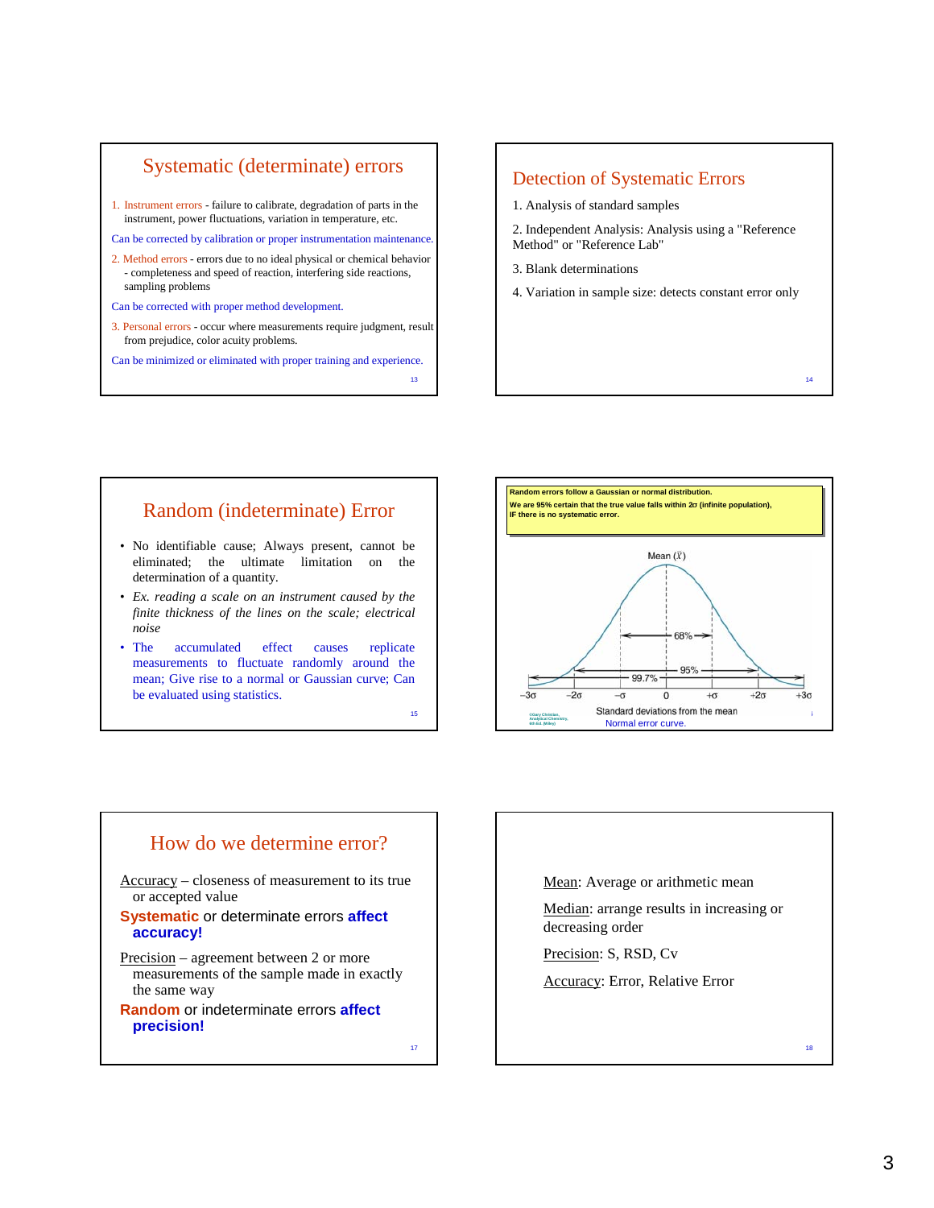## Systematic (determinate) errors

1. Instrument errors - failure to calibrate, degradation of parts in the instrument, power fluctuations, variation in temperature, etc.

Can be corrected by calibration or proper instrumentation maintenance.

2. Method errors - errors due to no ideal physical or chemical behavior - completeness and speed of reaction, interfering side reactions, sampling problems

Can be corrected with proper method development.

3. Personal errors - occur where measurements require judgment, result from prejudice, color acuity problems.

Can be minimized or eliminated with proper training and experience.

## Detection of Systematic Errors

1. Analysis of standard samples
2. Independent Analysis: Analysis using a "Reference Method" or "Reference Lab"
3. Blank determinations
4. Variation in sample size: detects constant error only

## Random (indeterminate) Error

- No identifiable cause; Always present, cannot be eliminated; the ultimate limitation on the determination of a quantity.
- *Ex. reading a scale on an instrument caused by the finite thickness of the lines on the scale; electrical noise*
- The accumulated effect causes replicate measurements to fluctuate randomly around the mean; Give rise to a normal or Gaussian curve; Can be evaluated using statistics.

**Random errors follow a Gaussian or normal distribution.**

**We are 95% certain that the true value falls within $2\sigma$ (infinite population), IF there is no systematic error.**

Mean ($\bar{x}$)

68%, 95%, 99.7%

$-3\sigma$ $-2\sigma$ $-\sigma$ 0 $+\sigma$ $+2\sigma$ $+3\sigma$

Standard deviations from the mean

©Gary Christian, Analytical Chemistry, 6th Ed. (Wiley)

Normal error curve.

## How do we determine error?

Accuracy – closeness of measurement to its true or accepted value

**Systematic or determinate errors affect accuracy!**

Precision – agreement between 2 or more measurements of the same sample made in exactly the same way

**Random or indeterminate errors affect precision!**

Mean: Average or arithmetic mean

Median: arrange results in increasing or decreasing order

Precision: S, RSD, Cv

Accuracy: Error, Relative Error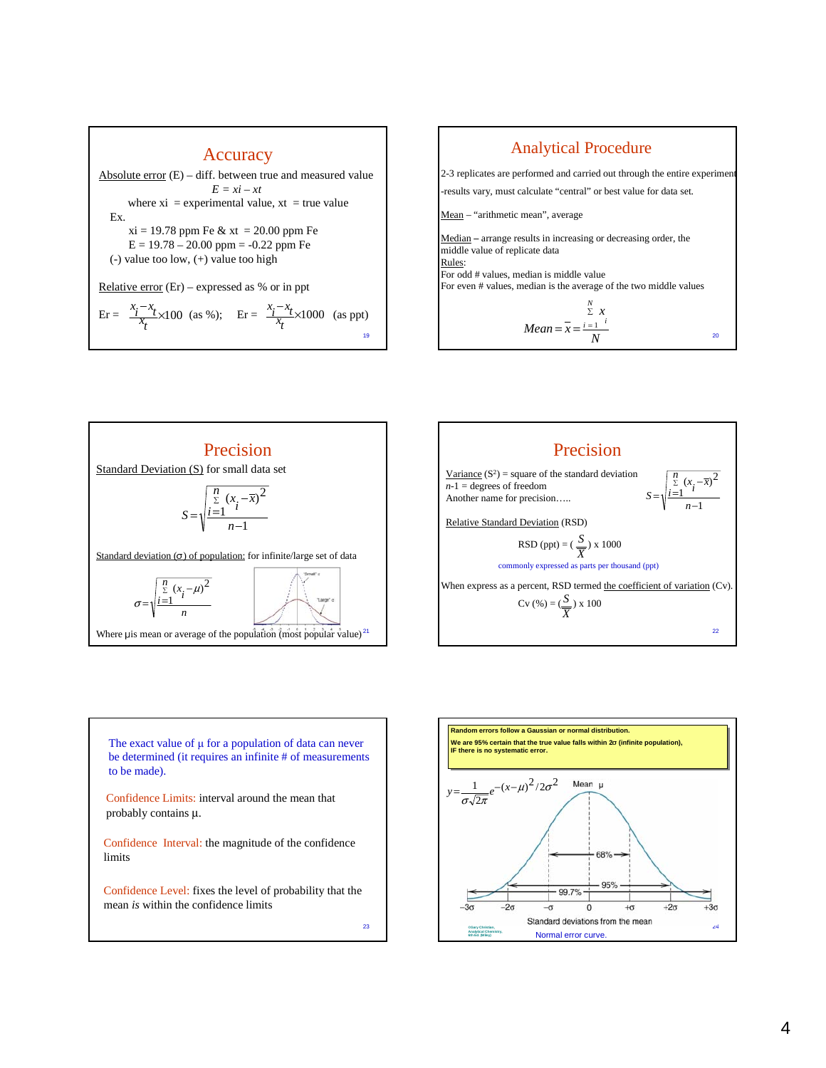## Accuracy

Absolute error (E) – diff. between true and measured value

$$E = x_i - x_t$$

where xi = experimental value, xt = true value

Ex.

xi = 19.78 ppm Fe & xt = 20.00 ppm Fe

E = 19.78 – 20.00 ppm = -0.22 ppm Fe

(-) value too low, (+) value too high

Relative error (Er) – expressed as % or in ppt

$$Er = \frac{x_i - x_t}{x_t} \times 100 \text{ (as \%)}; \quad Er = \frac{x_i - x_t}{x_t} \times 1000 \text{ (as ppt)}$$

## Analytical Procedure

2-3 replicates are performed and carried out through the entire experiment

-results vary, must calculate "central" or best value for data set.

Mean – "arithmetic mean", average

Median – arrange results in increasing or decreasing order, the middle value of replicate data

Rules:

For odd # values, median is middle value

For even # values, median is the average of the two middle values

$$Mean = \bar{x} = \frac{\sum_{i=1}^{N} x_i}{N}$$

## Precision

Standard Deviation (S) for small data set

$$S = \sqrt{\frac{\sum_{i=1}^{n} (x_i - \bar{x})^2}{n-1}}$$

Standard deviation (σ) of population: for infinite/large set of data

$$\sigma = \sqrt{\frac{\sum_{i=1}^{n} (x_i - \mu)^2}{n}}$$

"Small" σ

"Large" σ

Where μ is mean or average of the population (most popular value)

## Precision

Variance ($S^2$) = square of the standard deviation

$n$-1 = degrees of freedom

Another name for precision…..

$$S = \sqrt{\frac{\sum_{i=1}^{n} (x_i - \bar{x})^2}{n-1}}$$

Relative Standard Deviation (RSD)

$$\text{RSD (ppt)} = \left(\frac{S}{\bar{X}}\right) \times 1000$$

commonly expressed as parts per thousand (ppt)

When express as a percent, RSD termed the coefficient of variation (Cv).

$$\text{Cv (\%)} = \left(\frac{S}{\bar{X}}\right) \times 100$$

The exact value of μ for a population of data can never be determined (it requires an infinite # of measurements to be made).

Confidence Limits: interval around the mean that probably contains μ.

Confidence Interval: the magnitude of the confidence limits

Confidence Level: fixes the level of probability that the mean *is* within the confidence limits

**Random errors follow a Gaussian or normal distribution.**

**We are 95% certain that the true value falls within 2σ (infinite population), IF there is no systematic error.**

$$y = \frac{1}{\sigma\sqrt{2\pi}} e^{-(x-\mu)^2/2\sigma^2}$$

Mean μ

68%

95%

99.7%

−3σ −2σ −σ 0 +σ +2σ +3σ

Standard deviations from the mean

©Gary Christian, Analytical Chemistry, 6th Ed. (Wiley)

Normal error curve.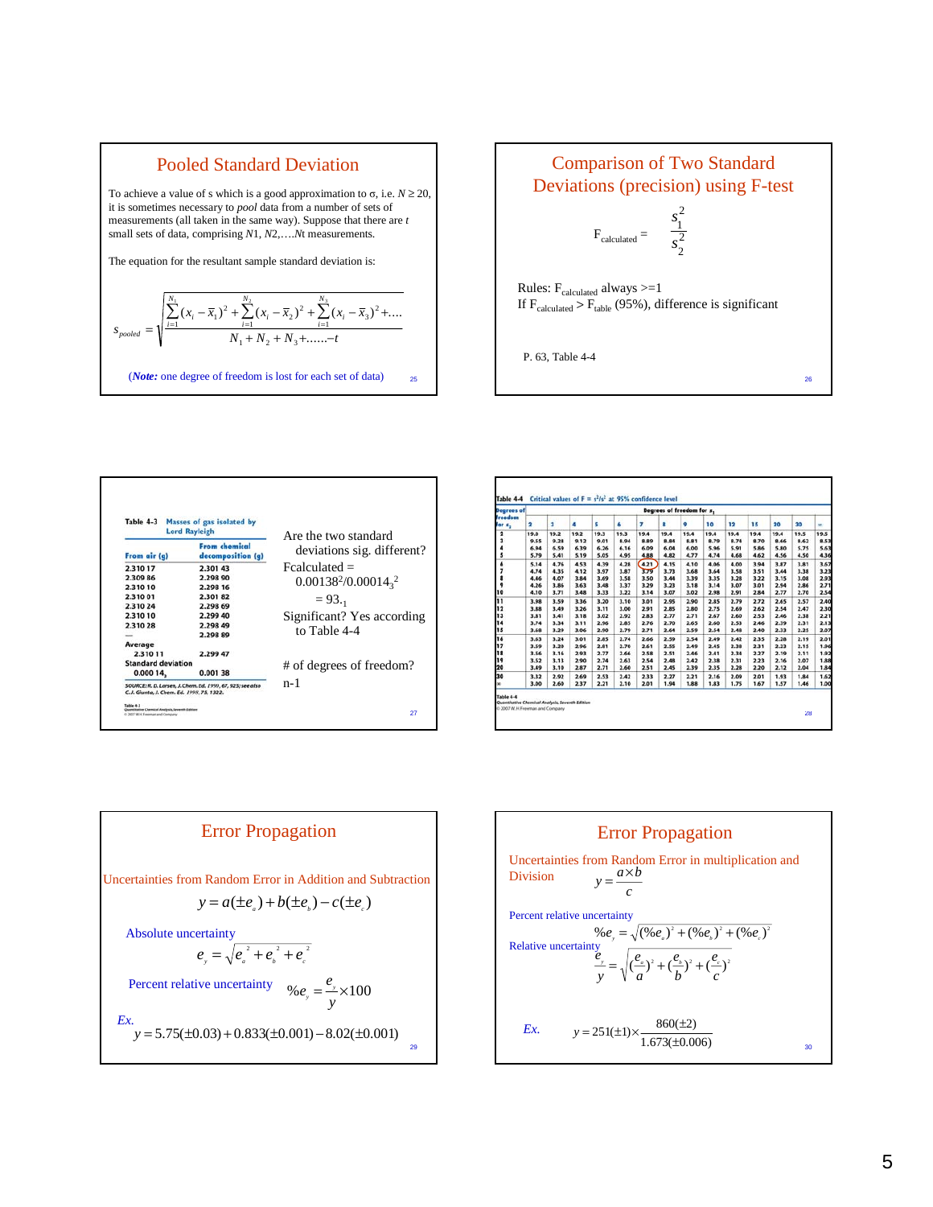## Pooled Standard Deviation

To achieve a value of s which is a good approximation to σ, i.e. $N \geq 20$, it is sometimes necessary to *pool* data from a number of sets of measurements (all taken in the same way). Suppose that there are *t* small sets of data, comprising $N1$, $N2$,….$Nt$ measurements.

The equation for the resultant sample standard deviation is:

$$s_{pooled} = \sqrt{\frac{\sum_{i=1}^{N_1}(x_i - \bar{x}_1)^2 + \sum_{i=1}^{N_2}(x_i - \bar{x}_2)^2 + \sum_{i=1}^{N_3}(x_i - \bar{x}_3)^2 + ....}{N_1 + N_2 + N_3 + ......-t}}$$

(***Note:*** one degree of freedom is lost for each set of data)

## Comparison of Two Standard Deviations (precision) using F-test

$$F_{calculated} = \frac{s_1^2}{s_2^2}$$

Rules: $F_{calculated}$ always >=1

If $F_{calculated} > F_{table}$ (95%), difference is significant

P. 63, Table 4-4

**Table 4-3** Masses of gas isolated by Lord Rayleigh

| From air (g) | From chemical decomposition (g) |
|---|---|
| 2.310 17 | 2.301 43 |
| 2.309 86 | 2.298 90 |
| 2.310 10 | 2.298 16 |
| 2.310 01 | 2.301 82 |
| 2.310 24 | 2.298 69 |
| 2.310 10 | 2.299 40 |
| 2.310 28 | 2.298 49 |
| — | 2.298 89 |
| Average | |
| 2.310 11 | 2.299 47 |
| Standard deviation | |
| 0.000 14₃ | 0.001 38 |

SOURCE: R. D. Larsen, J. Chem. Ed. 1990, 67, 925; see also C.J. Giunta, J. Chem. Ed. 1998, 75, 1322.

Are the two standard deviations sig. different?

Fcalculated = $0.00138^2/0.00014_3^2$

= $93._1$

Significant? Yes according to Table 4-4

# of degrees of freedom?

n-1

**Table 4-4** Critical values of $F = s_1^2/s_2^2$ at 95% confidence level

| Degrees of freedom for $s_2$ | 2 | 3 | 4 | 5 | 6 | 7 | 8 | 9 | 10 | 12 | 15 | 20 | 30 | ∞ |
|---|---|---|---|---|---|---|---|---|---|---|---|---|---|---|
| | Degrees of freedom for $s_1$ | | | | | | | | | | | | | |
| 2 | 19.0 | 19.2 | 19.2 | 19.3 | 19.3 | 19.4 | 19.4 | 19.4 | 19.4 | 19.4 | 19.4 | 19.4 | 19.5 | 19.5 |
| 3 | 9.55 | 9.28 | 9.12 | 9.01 | 8.94 | 8.89 | 8.84 | 8.81 | 8.79 | 8.74 | 8.70 | 8.66 | 8.62 | 8.53 |
| 4 | 6.94 | 6.59 | 6.39 | 6.26 | 6.16 | 6.09 | 6.04 | 6.00 | 5.96 | 5.91 | 5.86 | 5.80 | 5.75 | 5.63 |
| 5 | 5.79 | 5.41 | 5.19 | 5.05 | 4.95 | 4.88 | 4.82 | 4.77 | 4.74 | 4.68 | 4.62 | 4.56 | 4.50 | 4.36 |
| 6 | 5.14 | 4.76 | 4.53 | 4.39 | 4.28 | 4.21 | 4.15 | 4.10 | 4.06 | 4.00 | 3.94 | 3.87 | 3.81 | 3.67 |
| 7 | 4.74 | 4.35 | 4.12 | 3.97 | 3.87 | 3.79 | 3.73 | 3.68 | 3.64 | 3.58 | 3.51 | 3.44 | 3.38 | 3.23 |
| 8 | 4.46 | 4.07 | 3.84 | 3.69 | 3.58 | 3.50 | 3.44 | 3.39 | 3.35 | 3.28 | 3.22 | 3.15 | 3.08 | 2.93 |
| 9 | 4.26 | 3.86 | 3.63 | 3.48 | 3.37 | 3.29 | 3.23 | 3.18 | 3.14 | 3.07 | 3.01 | 2.94 | 2.86 | 2.71 |
| 10 | 4.10 | 3.71 | 3.48 | 3.33 | 3.22 | 3.14 | 3.07 | 3.02 | 2.98 | 2.91 | 2.84 | 2.77 | 2.70 | 2.54 |
| 11 | 3.98 | 3.59 | 3.36 | 3.20 | 3.10 | 3.01 | 2.95 | 2.90 | 2.85 | 2.79 | 2.72 | 2.65 | 2.57 | 2.40 |
| 12 | 3.88 | 3.49 | 3.26 | 3.11 | 3.00 | 2.91 | 2.85 | 2.80 | 2.75 | 2.69 | 2.62 | 2.54 | 2.47 | 2.30 |
| 13 | 3.81 | 3.41 | 3.18 | 3.02 | 2.92 | 2.83 | 2.77 | 2.71 | 2.67 | 2.60 | 2.53 | 2.46 | 2.38 | 2.21 |
| 14 | 3.74 | 3.34 | 3.11 | 2.96 | 2.85 | 2.76 | 2.70 | 2.65 | 2.60 | 2.53 | 2.46 | 2.39 | 2.31 | 2.13 |
| 15 | 3.68 | 3.29 | 3.06 | 2.90 | 2.79 | 2.71 | 2.64 | 2.59 | 2.54 | 2.48 | 2.40 | 2.33 | 2.25 | 2.07 |
| 16 | 3.63 | 3.24 | 3.01 | 2.85 | 2.74 | 2.66 | 2.59 | 2.54 | 2.49 | 2.42 | 2.35 | 2.28 | 2.19 | 2.01 |
| 17 | 3.59 | 3.20 | 2.96 | 2.81 | 2.70 | 2.61 | 2.55 | 2.49 | 2.45 | 2.38 | 2.31 | 2.23 | 2.15 | 1.96 |
| 18 | 3.56 | 3.16 | 2.93 | 2.77 | 2.66 | 2.58 | 2.51 | 2.46 | 2.41 | 2.34 | 2.27 | 2.19 | 2.11 | 1.92 |
| 19 | 3.52 | 3.13 | 2.90 | 2.74 | 2.63 | 2.54 | 2.48 | 2.42 | 2.38 | 2.31 | 2.23 | 2.16 | 2.07 | 1.88 |
| 20 | 3.49 | 3.10 | 2.87 | 2.71 | 2.60 | 2.51 | 2.45 | 2.39 | 2.35 | 2.28 | 2.20 | 2.12 | 2.04 | 1.84 |
| 30 | 3.32 | 2.92 | 2.69 | 2.53 | 2.42 | 2.33 | 2.27 | 2.21 | 2.16 | 2.09 | 2.01 | 1.93 | 1.84 | 1.62 |
| ∞ | 3.00 | 2.60 | 2.37 | 2.21 | 2.10 | 2.01 | 1.94 | 1.88 | 1.83 | 1.75 | 1.67 | 1.57 | 1.46 | 1.00 |

Table 4-4 *Quantitative Chemical Analysis, Seventh Edition* © 2007 W.H.Freeman and Company

## Error Propagation

Uncertainties from Random Error in Addition and Subtraction

$$y = a(\pm e_a) + b(\pm e_b) - c(\pm e_c)$$

Absolute uncertainty

$$e_y = \sqrt{e_a^2 + e_b^2 + e_c^2}$$

Percent relative uncertainty

$$\%e_y = \frac{e_y}{y} \times 100$$

*Ex.*

$$y = 5.75(\pm 0.03) + 0.833(\pm 0.001) - 8.02(\pm 0.001)$$

## Error Propagation

Uncertainties from Random Error in multiplication and Division

$$y = \frac{a \times b}{c}$$

Percent relative uncertainty

$$\%e_y = \sqrt{(\%e_a)^2 + (\%e_b)^2 + (\%e_c)^2}$$

Relative uncertainty

$$\frac{e_y}{y} = \sqrt{\left(\frac{e_a}{a}\right)^2 + \left(\frac{e_b}{b}\right)^2 + \left(\frac{e_c}{c}\right)^2}$$

*Ex.*

$$y = 251(\pm 1) \times \frac{860(\pm 2)}{1.673(\pm 0.006)}$$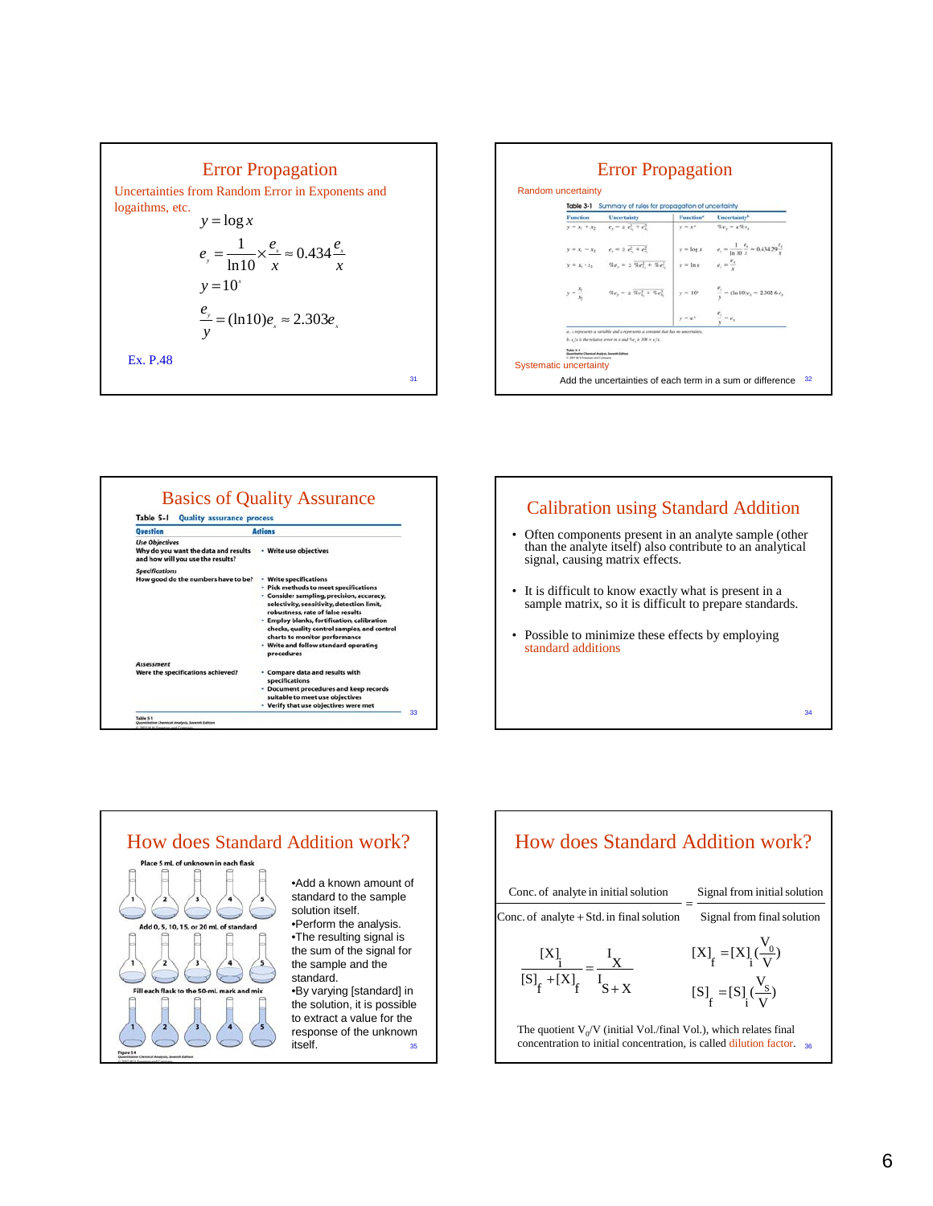## Error Propagation

Uncertainties from Random Error in Exponents and logaithms, etc.

$$y = \log x$$

$$e_y = \frac{1}{\ln 10} \times \frac{e_x}{x} \approx 0.434 \frac{e_x}{x}$$

$$y = 10^x$$

$$\frac{e_y}{y} = (\ln 10) e_x \approx 2.303 e_x$$

Ex. P.48

## Error Propagation

Random uncertainty

Table 3-1 Summary of rules for propagation of uncertainty

| Function | Uncertainty | Function[a] | Uncertainty[b] |
|---|---|---|---|
| $y = x_1 + x_2$ | $e_y = \sqrt{e_{x_1}^2 + e_{x_2}^2}$ | $y = x^a$ | $\%e_y = a\%e_x$ |
| $y = x_1 - x_2$ | $e_y = \sqrt{e_{x_1}^2 + e_{x_2}^2}$ | $y = \log x$ | $e_y = \frac{1}{\ln 10}\frac{e_x}{x} \approx 0.43429\frac{e_x}{x}$ |
| $y = x_1 \cdot x_2$ | $\%e_y = \sqrt{\%e_{x_1}^2 + \%e_{x_2}^2}$ | $y = \ln x$ | $e_y = \frac{e_x}{x}$ |
| $y = \frac{x_1}{x_2}$ | $\%e_y = \sqrt{\%e_{x_1}^2 + \%e_{x_2}^2}$ | $y = 10^x$ | $\frac{e_y}{y} = (\ln 10)e_x \approx 2.3026\, e_x$ |
| | | $y = e^x$ | $\frac{e_y}{y} = e_x$ |

a. x represents a variable and a represents a constant that has no uncertainty.
b. $e_x/x$ is the relative error in x and $\%e_x$ is $100 \times e_x/x$.

Systematic uncertainty

Add the uncertainties of each term in a sum or difference

## Basics of Quality Assurance

Table 5-1 Quality assurance process

| Question | Actions |
|---|---|
| *Use Objectives* Why do you want the data and results and how will you use the results? | • Write use objectives |
| *Specifications* How good do the numbers have to be? | • Write specifications • Pick methods to meet specifications • Consider: sampling, precision, accuracy, selectivity, sensitivity, detection limit, robustness, rate of false results • Employ blanks, fortification, calibration checks, quality control samples, and control charts to monitor performance • Write and follow standard operating procedures |
| *Assessment* Were the specifications achieved? | • Compare data and results with specifications • Document procedures and keep records suitable to meet use objectives • Verify that use objectives were met |

## Calibration using Standard Addition

- Often components present in an analyte sample (other than the analyte itself) also contribute to an analytical signal, causing matrix effects.
- It is difficult to know exactly what is present in a sample matrix, so it is difficult to prepare standards.
- Possible to minimize these effects by employing standard additions

## How does Standard Addition work?

Place 5 mL of unknown in each flask

Add 0, 5, 10, 15, or 20 mL of standard

Fill each flask to the 50-mL mark and mix

Figure 5-4

- Add a known amount of standard to the sample solution itself.
- Perform the analysis.
- The resulting signal is the sum of the signal for the sample and the standard.
- By varying [standard] in the solution, it is possible to extract a value for the response of the unknown itself.

## How does Standard Addition work?

$$\frac{\text{Conc. of analyte in initial solution}}{\text{Conc. of analyte + Std. in final solution}} = \frac{\text{Signal from initial solution}}{\text{Signal from final solution}}$$

$$\frac{[X]_i}{[S]_f + [X]_f} = \frac{I_X}{I_{S+X}}$$

$$[X]_f = [X]_i \left(\frac{V_0}{V}\right)$$

$$[S]_f = [S]_i \left(\frac{V_S}{V}\right)$$

The quotient $V_0/V$ (initial Vol./final Vol.), which relates final concentration to initial concentration, is called dilution factor.